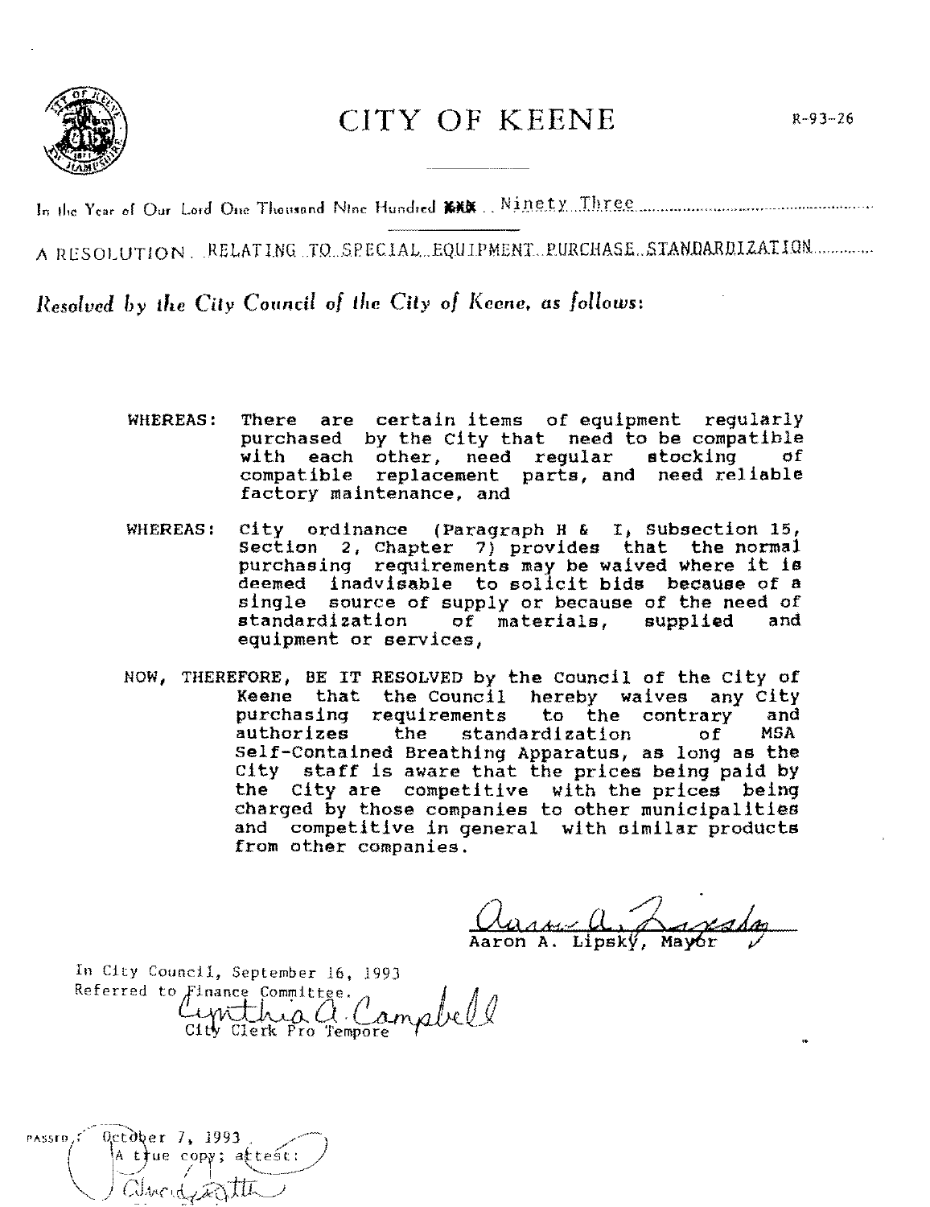# CITY OF KEENE

R-93-26

In the Year of Our Lord One Thousand Nine Hundred ~~XXX~~ Ninety Three

A RESOLUTION RELATING TO SPECIAL EQUIPMENT PURCHASE STANDARDIZATION

*Resolved by the City Council of the City of Keene, as follows:*

WHEREAS: There are certain items of equipment regularly purchased by the City that need to be compatible with each other, need regular stocking of compatible replacement parts, and need reliable factory maintenance, and

WHEREAS: City ordinance (Paragraph H & I, Subsection 15, Section 2, Chapter 7) provides that the normal purchasing requirements may be waived where it is deemed inadvisable to solicit bids because of a single source of supply or because of the need of standardization of materials, supplied and equipment or services,

NOW, THEREFORE, BE IT RESOLVED by the Council of the City of Keene that the Council hereby waives any City purchasing requirements to the contrary and authorizes the standardization of MSA Self-Contained Breathing Apparatus, as long as the City staff is aware that the prices being paid by the City are competitive with the prices being charged by those companies to other municipalities and competitive in general with similar products from other companies.

Aaron A. Lipsky, Mayor

In City Council, September 16, 1993
Referred to Finance Committee.
Cynthia A. Campbell
City Clerk Pro Tempore

PASSED October 7, 1993
A true copy; attest: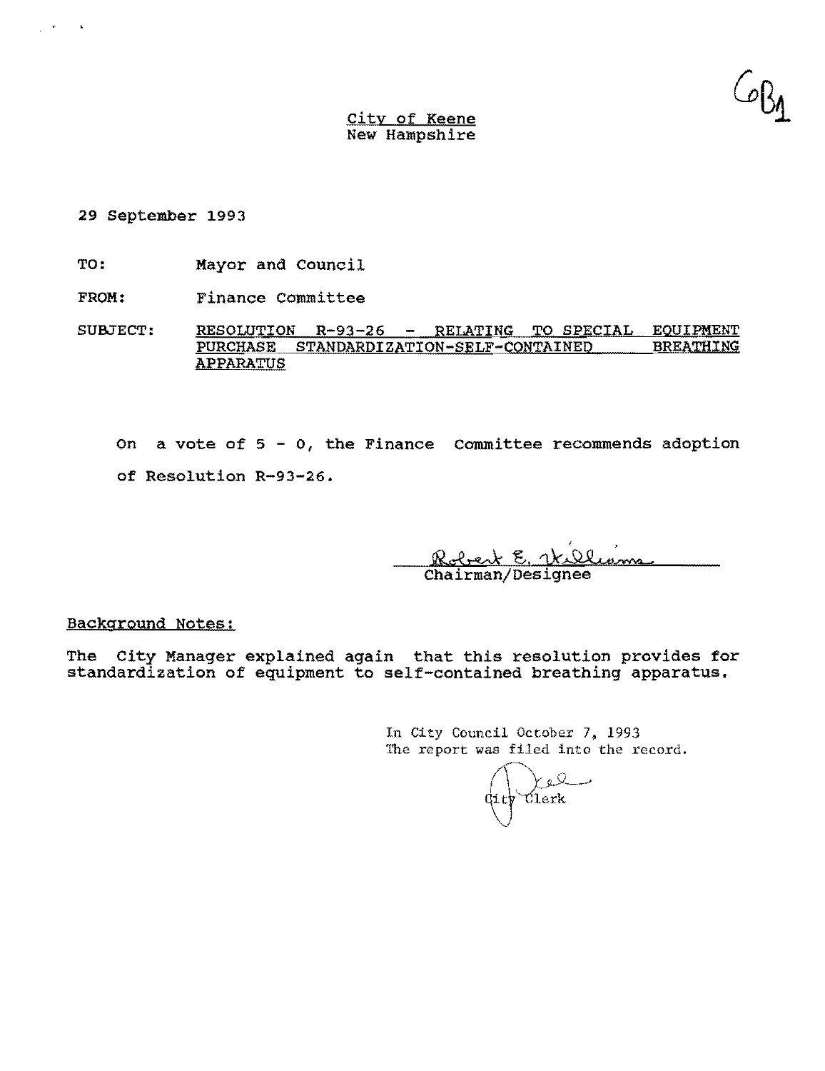6B1

City of Keene
New Hampshire

29 September 1993

TO: Mayor and Council

FROM: Finance Committee

SUBJECT: RESOLUTION R-93-26 - RELATING TO SPECIAL EQUIPMENT PURCHASE STANDARDIZATION-SELF-CONTAINED BREATHING APPARATUS

On a vote of 5 - 0, the Finance Committee recommends adoption of Resolution R-93-26.

Robert E. Williams
Chairman/Designee

Background Notes:

The City Manager explained again that this resolution provides for standardization of equipment to self-contained breathing apparatus.

In City Council October 7, 1993
The report was filed into the record.

City Clerk